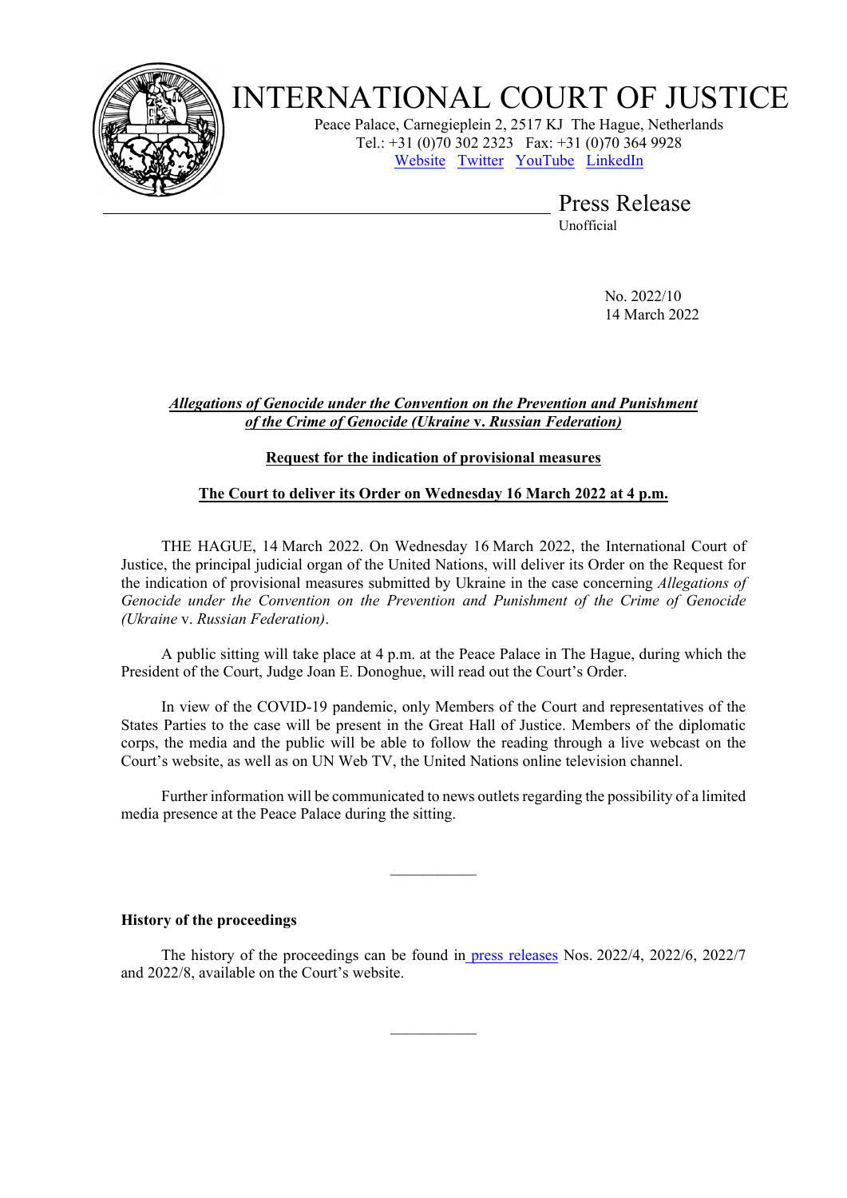# INTERNATIONAL COURT OF JUSTICE

Peace Palace, Carnegieplein 2, 2517 KJ The Hague, Netherlands
Tel.: +31 (0)70 302 2323 Fax: +31 (0)70 364 9928
Website Twitter YouTube LinkedIn

## Press Release

Unofficial

No. 2022/10
14 March 2022

***Allegations of Genocide under the Convention on the Prevention and Punishment of the Crime of Genocide (Ukraine* v. *Russian Federation)***

**Request for the indication of provisional measures**

**The Court to deliver its Order on Wednesday 16 March 2022 at 4 p.m.**

THE HAGUE, 14 March 2022. On Wednesday 16 March 2022, the International Court of Justice, the principal judicial organ of the United Nations, will deliver its Order on the Request for the indication of provisional measures submitted by Ukraine in the case concerning *Allegations of Genocide under the Convention on the Prevention and Punishment of the Crime of Genocide (Ukraine* v. *Russian Federation)*.

A public sitting will take place at 4 p.m. at the Peace Palace in The Hague, during which the President of the Court, Judge Joan E. Donoghue, will read out the Court's Order.

In view of the COVID-19 pandemic, only Members of the Court and representatives of the States Parties to the case will be present in the Great Hall of Justice. Members of the diplomatic corps, the media and the public will be able to follow the reading through a live webcast on the Court's website, as well as on UN Web TV, the United Nations online television channel.

Further information will be communicated to news outlets regarding the possibility of a limited media presence at the Peace Palace during the sitting.

---

**History of the proceedings**

The history of the proceedings can be found in press releases Nos. 2022/4, 2022/6, 2022/7 and 2022/8, available on the Court's website.

---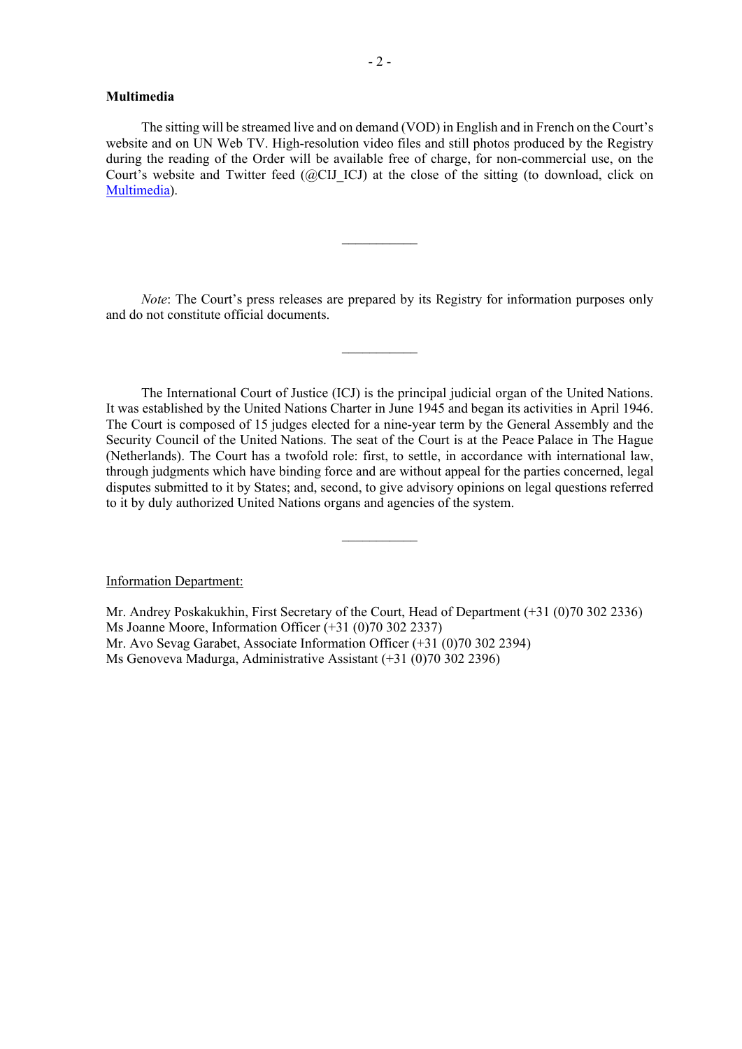**Multimedia**

The sitting will be streamed live and on demand (VOD) in English and in French on the Court's website and on UN Web TV. High-resolution video files and still photos produced by the Registry during the reading of the Order will be available free of charge, for non-commercial use, on the Court's website and Twitter feed (@CIJ_ICJ) at the close of the sitting (to download, click on Multimedia).

---

*Note*: The Court's press releases are prepared by its Registry for information purposes only and do not constitute official documents.

---

The International Court of Justice (ICJ) is the principal judicial organ of the United Nations. It was established by the United Nations Charter in June 1945 and began its activities in April 1946. The Court is composed of 15 judges elected for a nine-year term by the General Assembly and the Security Council of the United Nations. The seat of the Court is at the Peace Palace in The Hague (Netherlands). The Court has a twofold role: first, to settle, in accordance with international law, through judgments which have binding force and are without appeal for the parties concerned, legal disputes submitted to it by States; and, second, to give advisory opinions on legal questions referred to it by duly authorized United Nations organs and agencies of the system.

---

Information Department:

Mr. Andrey Poskakukhin, First Secretary of the Court, Head of Department (+31 (0)70 302 2336)
Ms Joanne Moore, Information Officer (+31 (0)70 302 2337)
Mr. Avo Sevag Garabet, Associate Information Officer (+31 (0)70 302 2394)
Ms Genoveva Madurga, Administrative Assistant (+31 (0)70 302 2396)